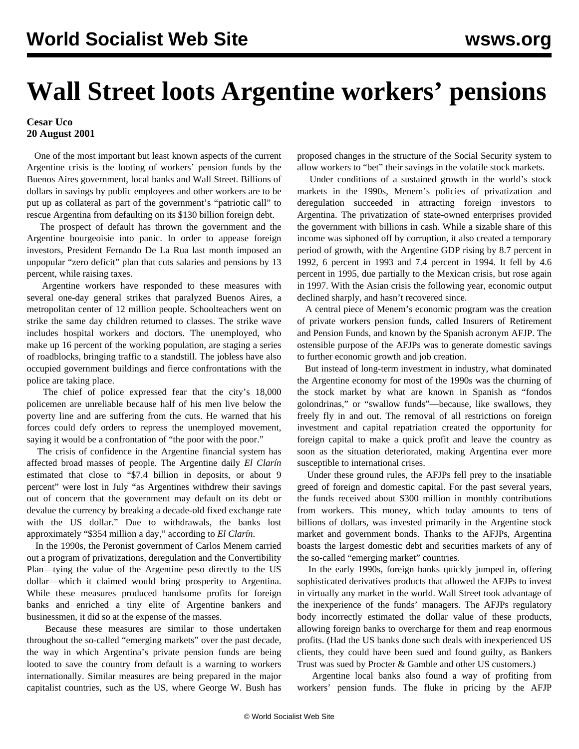# Wall Street loots Argentine workers' pensions

**Cesar Uco**
**20 August 2001**

One of the most important but least known aspects of the current Argentine crisis is the looting of workers' pension funds by the Buenos Aires government, local banks and Wall Street. Billions of dollars in savings by public employees and other workers are to be put up as collateral as part of the government's "patriotic call" to rescue Argentina from defaulting on its $130 billion foreign debt.

The prospect of default has thrown the government and the Argentine bourgeoisie into panic. In order to appease foreign investors, President Fernando De La Rua last month imposed an unpopular "zero deficit" plan that cuts salaries and pensions by 13 percent, while raising taxes.

Argentine workers have responded to these measures with several one-day general strikes that paralyzed Buenos Aires, a metropolitan center of 12 million people. Schoolteachers went on strike the same day children returned to classes. The strike wave includes hospital workers and doctors. The unemployed, who make up 16 percent of the working population, are staging a series of roadblocks, bringing traffic to a standstill. The jobless have also occupied government buildings and fierce confrontations with the police are taking place.

The chief of police expressed fear that the city's 18,000 policemen are unreliable because half of his men live below the poverty line and are suffering from the cuts. He warned that his forces could defy orders to repress the unemployed movement, saying it would be a confrontation of "the poor with the poor."

The crisis of confidence in the Argentine financial system has affected broad masses of people. The Argentine daily *El Clarín* estimated that close to "$7.4 billion in deposits, or about 9 percent" were lost in July "as Argentines withdrew their savings out of concern that the government may default on its debt or devalue the currency by breaking a decade-old fixed exchange rate with the US dollar." Due to withdrawals, the banks lost approximately "$354 million a day," according to *El Clarín*.

In the 1990s, the Peronist government of Carlos Menem carried out a program of privatizations, deregulation and the Convertibility Plan—tying the value of the Argentine peso directly to the US dollar—which it claimed would bring prosperity to Argentina. While these measures produced handsome profits for foreign banks and enriched a tiny elite of Argentine bankers and businessmen, it did so at the expense of the masses.

Because these measures are similar to those undertaken throughout the so-called "emerging markets" over the past decade, the way in which Argentina's private pension funds are being looted to save the country from default is a warning to workers internationally. Similar measures are being prepared in the major capitalist countries, such as the US, where George W. Bush has proposed changes in the structure of the Social Security system to allow workers to "bet" their savings in the volatile stock markets.

Under conditions of a sustained growth in the world's stock markets in the 1990s, Menem's policies of privatization and deregulation succeeded in attracting foreign investors to Argentina. The privatization of state-owned enterprises provided the government with billions in cash. While a sizable share of this income was siphoned off by corruption, it also created a temporary period of growth, with the Argentine GDP rising by 8.7 percent in 1992, 6 percent in 1993 and 7.4 percent in 1994. It fell by 4.6 percent in 1995, due partially to the Mexican crisis, but rose again in 1997. With the Asian crisis the following year, economic output declined sharply, and hasn't recovered since.

A central piece of Menem's economic program was the creation of private workers pension funds, called Insurers of Retirement and Pension Funds, and known by the Spanish acronym AFJP. The ostensible purpose of the AFJPs was to generate domestic savings to further economic growth and job creation.

But instead of long-term investment in industry, what dominated the Argentine economy for most of the 1990s was the churning of the stock market by what are known in Spanish as "fondos golondrinas," or "swallow funds"—because, like swallows, they freely fly in and out. The removal of all restrictions on foreign investment and capital repatriation created the opportunity for foreign capital to make a quick profit and leave the country as soon as the situation deteriorated, making Argentina ever more susceptible to international crises.

Under these ground rules, the AFJPs fell prey to the insatiable greed of foreign and domestic capital. For the past several years, the funds received about $300 million in monthly contributions from workers. This money, which today amounts to tens of billions of dollars, was invested primarily in the Argentine stock market and government bonds. Thanks to the AFJPs, Argentina boasts the largest domestic debt and securities markets of any of the so-called "emerging market" countries.

In the early 1990s, foreign banks quickly jumped in, offering sophisticated derivatives products that allowed the AFJPs to invest in virtually any market in the world. Wall Street took advantage of the inexperience of the funds' managers. The AFJPs regulatory body incorrectly estimated the dollar value of these products, allowing foreign banks to overcharge for them and reap enormous profits. (Had the US banks done such deals with inexperienced US clients, they could have been sued and found guilty, as Bankers Trust was sued by Procter & Gamble and other US customers.)

Argentine local banks also found a way of profiting from workers' pension funds. The fluke in pricing by the AFJP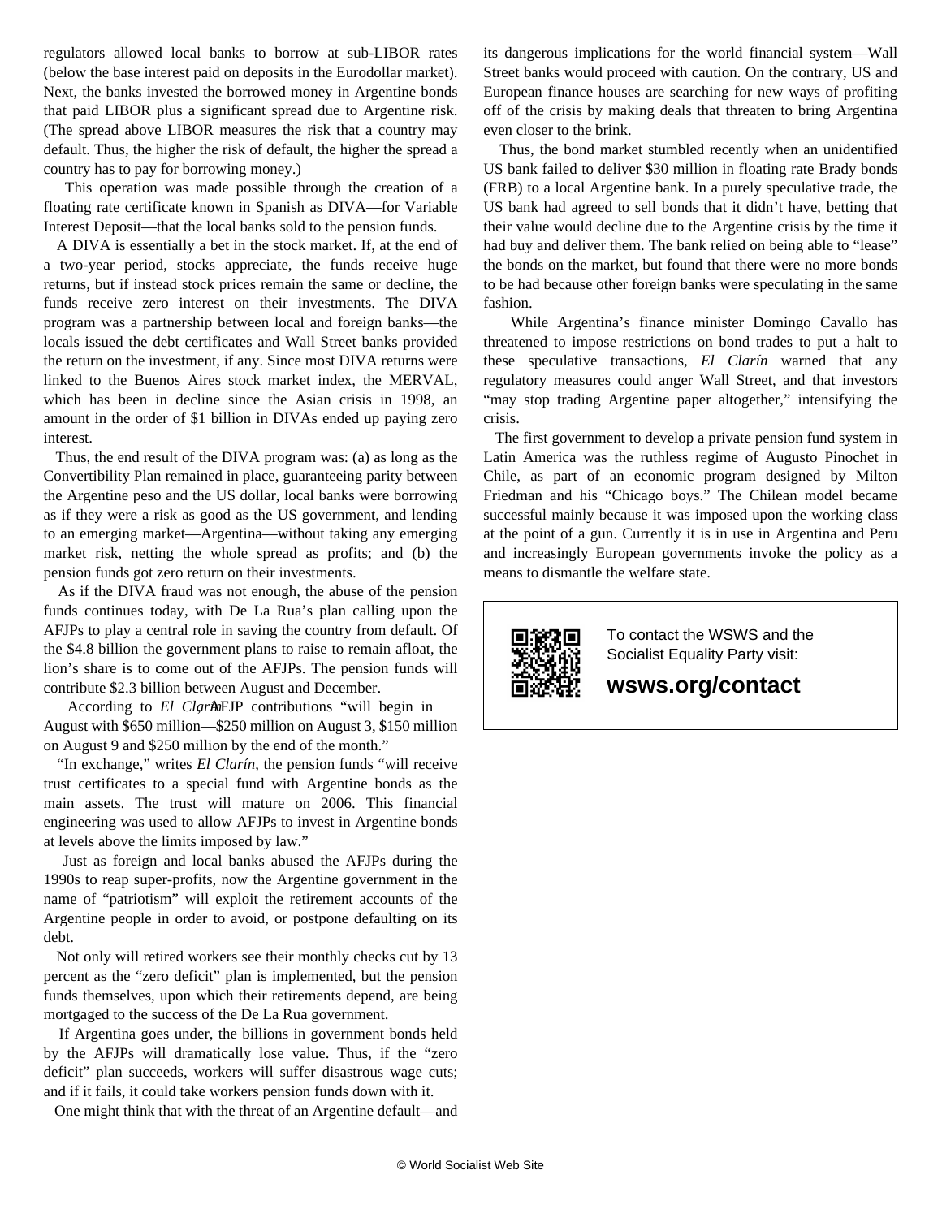regulators allowed local banks to borrow at sub-LIBOR rates (below the base interest paid on deposits in the Eurodollar market). Next, the banks invested the borrowed money in Argentine bonds that paid LIBOR plus a significant spread due to Argentine risk. (The spread above LIBOR measures the risk that a country may default. Thus, the higher the risk of default, the higher the spread a country has to pay for borrowing money.)

This operation was made possible through the creation of a floating rate certificate known in Spanish as DIVA—for Variable Interest Deposit—that the local banks sold to the pension funds.

A DIVA is essentially a bet in the stock market. If, at the end of a two-year period, stocks appreciate, the funds receive huge returns, but if instead stock prices remain the same or decline, the funds receive zero interest on their investments. The DIVA program was a partnership between local and foreign banks—the locals issued the debt certificates and Wall Street banks provided the return on the investment, if any. Since most DIVA returns were linked to the Buenos Aires stock market index, the MERVAL, which has been in decline since the Asian crisis in 1998, an amount in the order of $1 billion in DIVAs ended up paying zero interest.

Thus, the end result of the DIVA program was: (a) as long as the Convertibility Plan remained in place, guaranteeing parity between the Argentine peso and the US dollar, local banks were borrowing as if they were a risk as good as the US government, and lending to an emerging market—Argentina—without taking any emerging market risk, netting the whole spread as profits; and (b) the pension funds got zero return on their investments.

As if the DIVA fraud was not enough, the abuse of the pension funds continues today, with De La Rua's plan calling upon the AFJPs to play a central role in saving the country from default. Of the $4.8 billion the government plans to raise to remain afloat, the lion's share is to come out of the AFJPs. The pension funds will contribute $2.3 billion between August and December.

According to *El Clarín*, AFJP contributions "will begin in August with $650 million—$250 million on August 3, $150 million on August 9 and $250 million by the end of the month."

"In exchange," writes *El Clarín*, the pension funds "will receive trust certificates to a special fund with Argentine bonds as the main assets. The trust will mature on 2006. This financial engineering was used to allow AFJPs to invest in Argentine bonds at levels above the limits imposed by law."

Just as foreign and local banks abused the AFJPs during the 1990s to reap super-profits, now the Argentine government in the name of "patriotism" will exploit the retirement accounts of the Argentine people in order to avoid, or postpone defaulting on its debt.

Not only will retired workers see their monthly checks cut by 13 percent as the "zero deficit" plan is implemented, but the pension funds themselves, upon which their retirements depend, are being mortgaged to the success of the De La Rua government.

If Argentina goes under, the billions in government bonds held by the AFJPs will dramatically lose value. Thus, if the "zero deficit" plan succeeds, workers will suffer disastrous wage cuts; and if it fails, it could take workers pension funds down with it.

One might think that with the threat of an Argentine default—and its dangerous implications for the world financial system—Wall Street banks would proceed with caution. On the contrary, US and European finance houses are searching for new ways of profiting off of the crisis by making deals that threaten to bring Argentina even closer to the brink.

Thus, the bond market stumbled recently when an unidentified US bank failed to deliver $30 million in floating rate Brady bonds (FRB) to a local Argentine bank. In a purely speculative trade, the US bank had agreed to sell bonds that it didn't have, betting that their value would decline due to the Argentine crisis by the time it had buy and deliver them. The bank relied on being able to "lease" the bonds on the market, but found that there were no more bonds to be had because other foreign banks were speculating in the same fashion.

While Argentina's finance minister Domingo Cavallo has threatened to impose restrictions on bond trades to put a halt to these speculative transactions, *El Clarín* warned that any regulatory measures could anger Wall Street, and that investors "may stop trading Argentine paper altogether," intensifying the crisis.

The first government to develop a private pension fund system in Latin America was the ruthless regime of Augusto Pinochet in Chile, as part of an economic program designed by Milton Friedman and his "Chicago boys." The Chilean model became successful mainly because it was imposed upon the working class at the point of a gun. Currently it is in use in Argentina and Peru and increasingly European governments invoke the policy as a means to dismantle the welfare state.

To contact the WSWS and the Socialist Equality Party visit:

**wsws.org/contact**